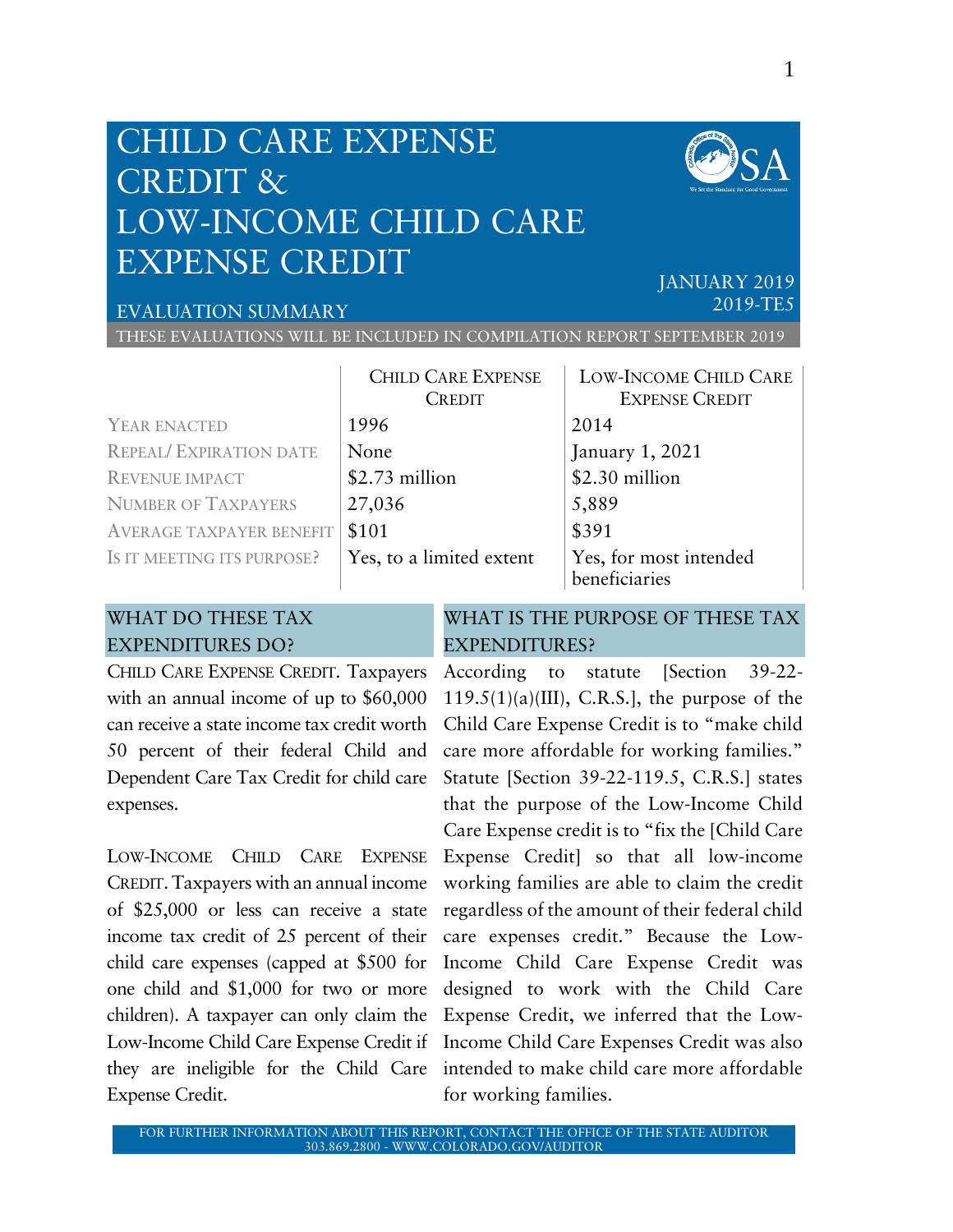# CHILD CARE EXPENSE CREDIT & LOW-INCOME CHILD CARE EXPENSE CREDIT

JANUARY 2019
2019-TE5

EVALUATION SUMMARY

THESE EVALUATIONS WILL BE INCLUDED IN COMPILATION REPORT SEPTEMBER 2019

| | CHILD CARE EXPENSE CREDIT | LOW-INCOME CHILD CARE EXPENSE CREDIT |
|---|---|---|
| YEAR ENACTED | 1996 | 2014 |
| REPEAL/ EXPIRATION DATE | None | January 1, 2021 |
| REVENUE IMPACT | $2.73 million | $2.30 million |
| NUMBER OF TAXPAYERS | 27,036 | 5,889 |
| AVERAGE TAXPAYER BENEFIT | $101 | $391 |
| IS IT MEETING ITS PURPOSE? | Yes, to a limited extent | Yes, for most intended beneficiaries |

## WHAT DO THESE TAX EXPENDITURES DO?

CHILD CARE EXPENSE CREDIT. Taxpayers with an annual income of up to $60,000 can receive a state income tax credit worth 50 percent of their federal Child and Dependent Care Tax Credit for child care expenses.

LOW-INCOME CHILD CARE EXPENSE CREDIT. Taxpayers with an annual income of $25,000 or less can receive a state income tax credit of 25 percent of their child care expenses (capped at $500 for one child and $1,000 for two or more children). A taxpayer can only claim the Low-Income Child Care Expense Credit if they are ineligible for the Child Care Expense Credit.

## WHAT IS THE PURPOSE OF THESE TAX EXPENDITURES?

According to statute [Section 39-22-119.5(1)(a)(III), C.R.S.], the purpose of the Child Care Expense Credit is to "make child care more affordable for working families." Statute [Section 39-22-119.5, C.R.S.] states that the purpose of the Low-Income Child Care Expense credit is to "fix the [Child Care Expense Credit] so that all low-income working families are able to claim the credit regardless of the amount of their federal child care expenses credit." Because the Low-Income Child Care Expense Credit was designed to work with the Child Care Expense Credit, we inferred that the Low-Income Child Care Expenses Credit was also intended to make child care more affordable for working families.

FOR FURTHER INFORMATION ABOUT THIS REPORT, CONTACT THE OFFICE OF THE STATE AUDITOR
303.869.2800 - WWW.COLORADO.GOV/AUDITOR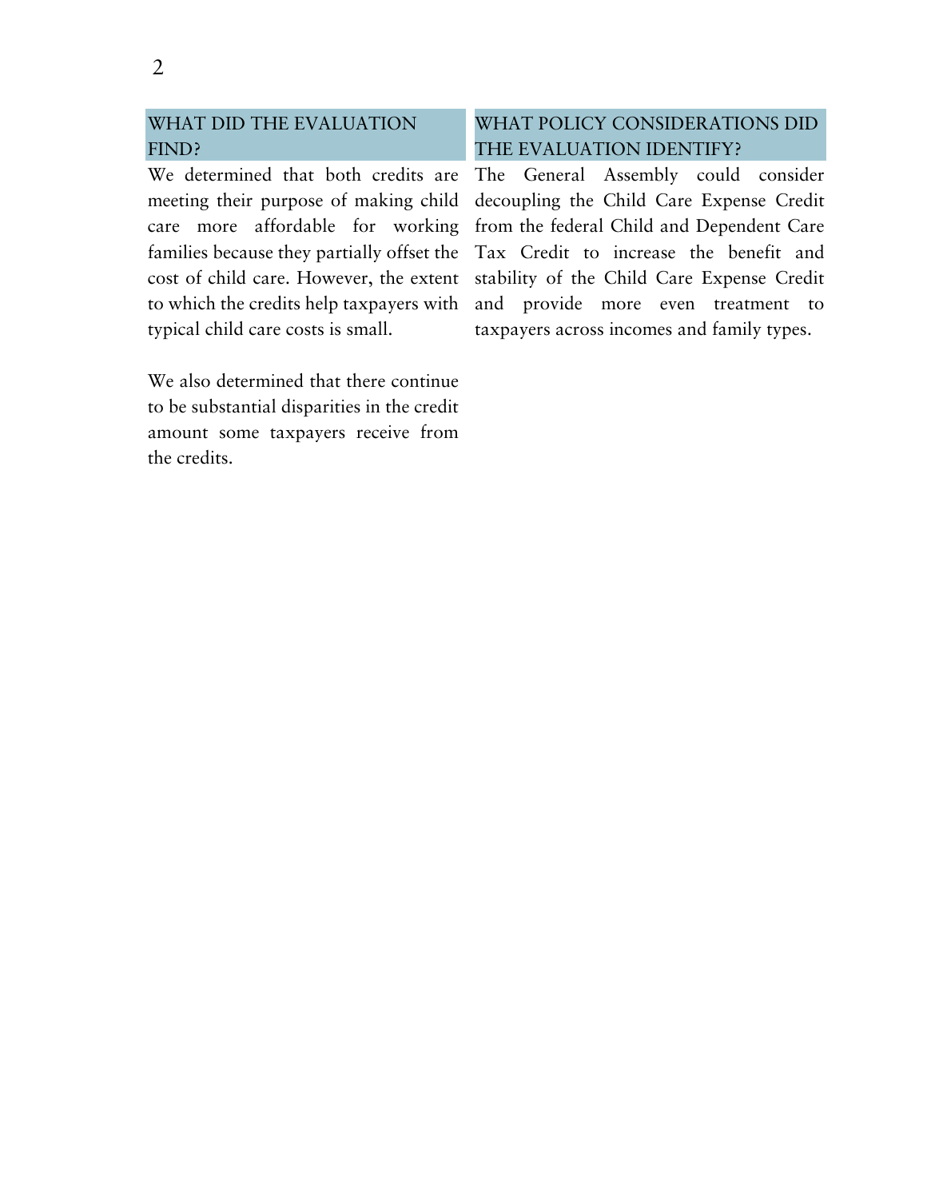## WHAT DID THE EVALUATION FIND?

We determined that both credits are meeting their purpose of making child care more affordable for working families because they partially offset the cost of child care. However, the extent to which the credits help taxpayers with typical child care costs is small.

We also determined that there continue to be substantial disparities in the credit amount some taxpayers receive from the credits.

## WHAT POLICY CONSIDERATIONS DID THE EVALUATION IDENTIFY?

The General Assembly could consider decoupling the Child Care Expense Credit from the federal Child and Dependent Care Tax Credit to increase the benefit and stability of the Child Care Expense Credit and provide more even treatment to taxpayers across incomes and family types.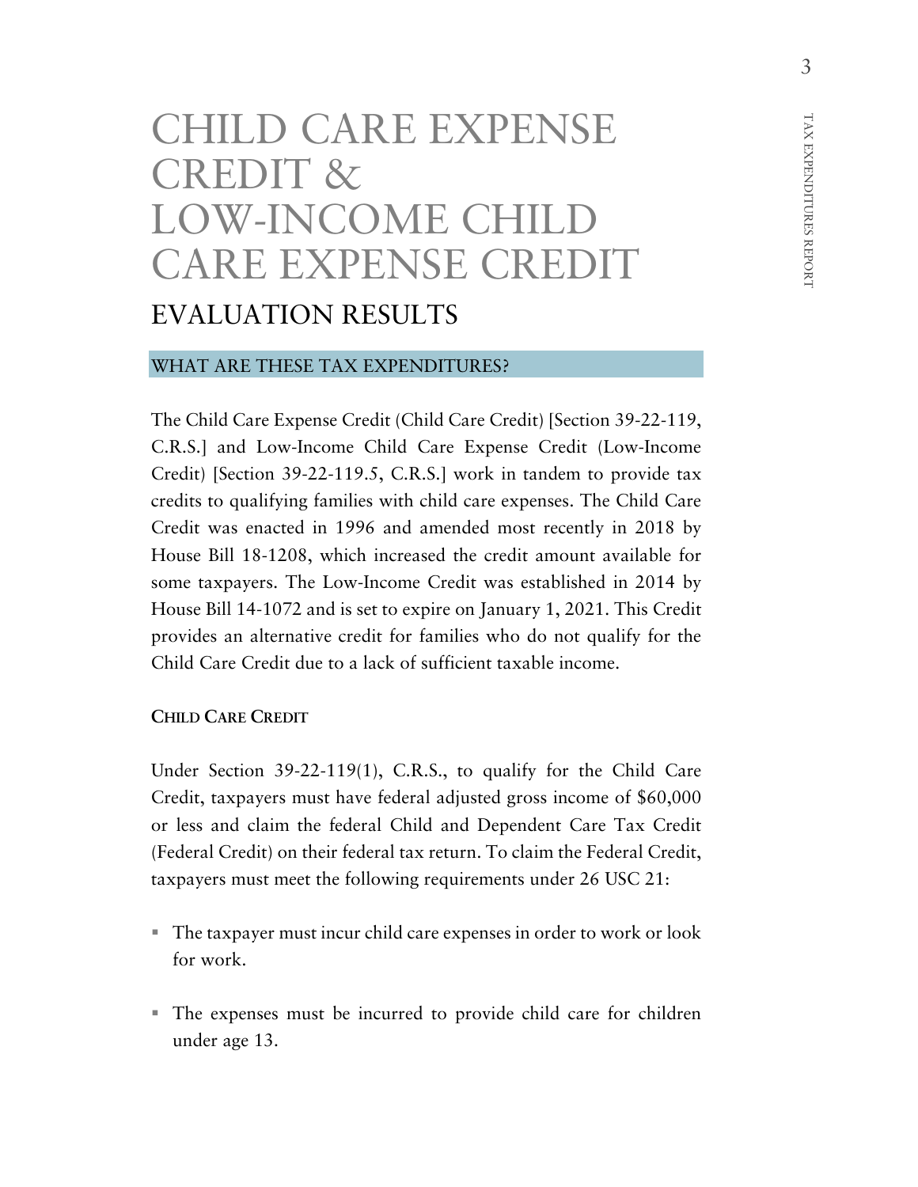# CHILD CARE EXPENSE CREDIT & LOW-INCOME CHILD CARE EXPENSE CREDIT

## EVALUATION RESULTS

### WHAT ARE THESE TAX EXPENDITURES?

The Child Care Expense Credit (Child Care Credit) [Section 39-22-119, C.R.S.] and Low-Income Child Care Expense Credit (Low-Income Credit) [Section 39-22-119.5, C.R.S.] work in tandem to provide tax credits to qualifying families with child care expenses. The Child Care Credit was enacted in 1996 and amended most recently in 2018 by House Bill 18-1208, which increased the credit amount available for some taxpayers. The Low-Income Credit was established in 2014 by House Bill 14-1072 and is set to expire on January 1, 2021. This Credit provides an alternative credit for families who do not qualify for the Child Care Credit due to a lack of sufficient taxable income.

**CHILD CARE CREDIT**

Under Section 39-22-119(1), C.R.S., to qualify for the Child Care Credit, taxpayers must have federal adjusted gross income of $60,000 or less and claim the federal Child and Dependent Care Tax Credit (Federal Credit) on their federal tax return. To claim the Federal Credit, taxpayers must meet the following requirements under 26 USC 21:

- The taxpayer must incur child care expenses in order to work or look for work.
- The expenses must be incurred to provide child care for children under age 13.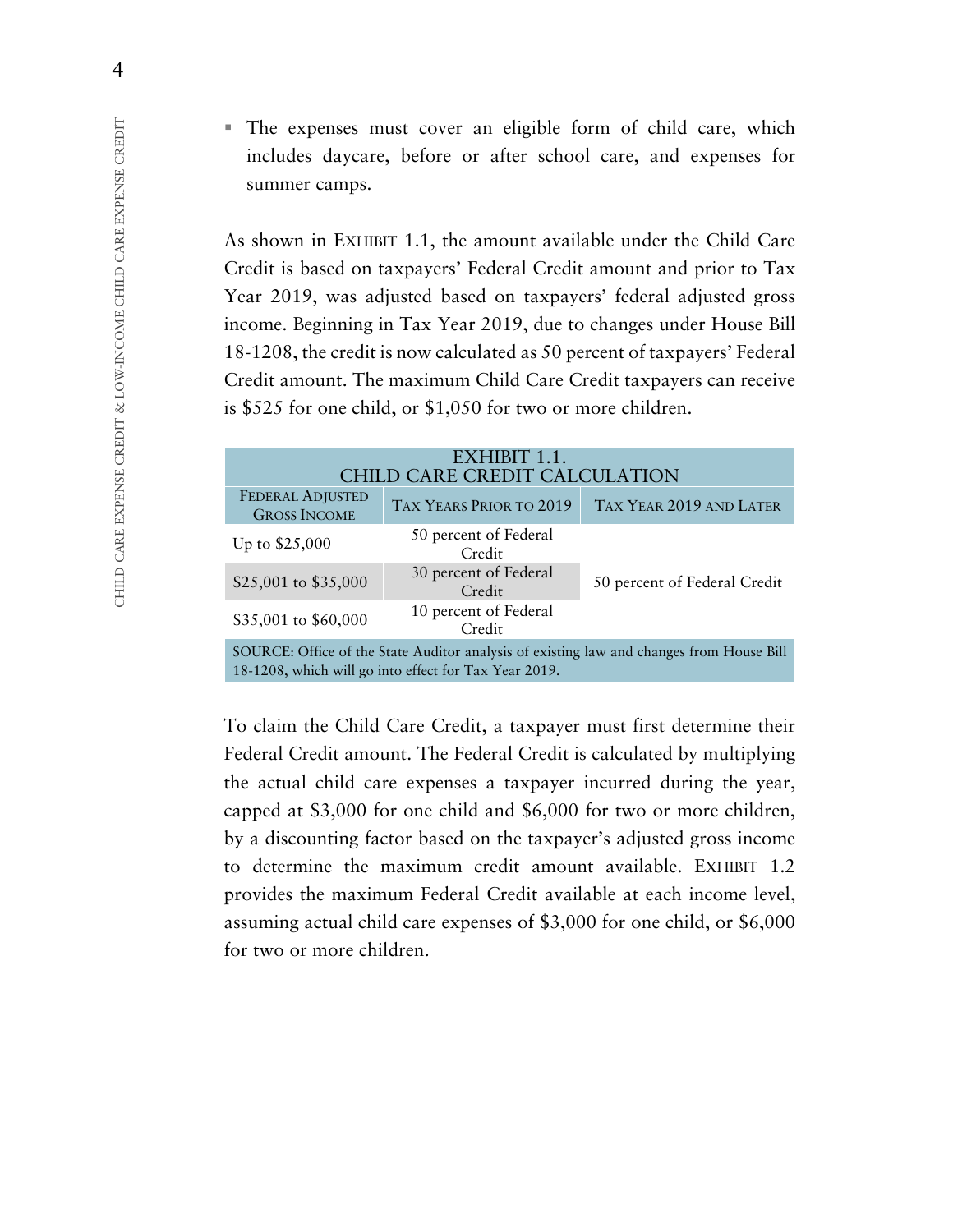- The expenses must cover an eligible form of child care, which includes daycare, before or after school care, and expenses for summer camps.

As shown in EXHIBIT 1.1, the amount available under the Child Care Credit is based on taxpayers' Federal Credit amount and prior to Tax Year 2019, was adjusted based on taxpayers' federal adjusted gross income. Beginning in Tax Year 2019, due to changes under House Bill 18-1208, the credit is now calculated as 50 percent of taxpayers' Federal Credit amount. The maximum Child Care Credit taxpayers can receive is $525 for one child, or $1,050 for two or more children.

**EXHIBIT 1.1. CHILD CARE CREDIT CALCULATION**

| FEDERAL ADJUSTED GROSS INCOME | TAX YEARS PRIOR TO 2019 | TAX YEAR 2019 AND LATER |
|---|---|---|
| Up to $25,000 | 50 percent of Federal Credit | 50 percent of Federal Credit |
| $25,001 to $35,000 | 30 percent of Federal Credit | |
| $35,001 to $60,000 | 10 percent of Federal Credit | |

SOURCE: Office of the State Auditor analysis of existing law and changes from House Bill 18-1208, which will go into effect for Tax Year 2019.

To claim the Child Care Credit, a taxpayer must first determine their Federal Credit amount. The Federal Credit is calculated by multiplying the actual child care expenses a taxpayer incurred during the year, capped at $3,000 for one child and $6,000 for two or more children, by a discounting factor based on the taxpayer's adjusted gross income to determine the maximum credit amount available. EXHIBIT 1.2 provides the maximum Federal Credit available at each income level, assuming actual child care expenses of $3,000 for one child, or $6,000 for two or more children.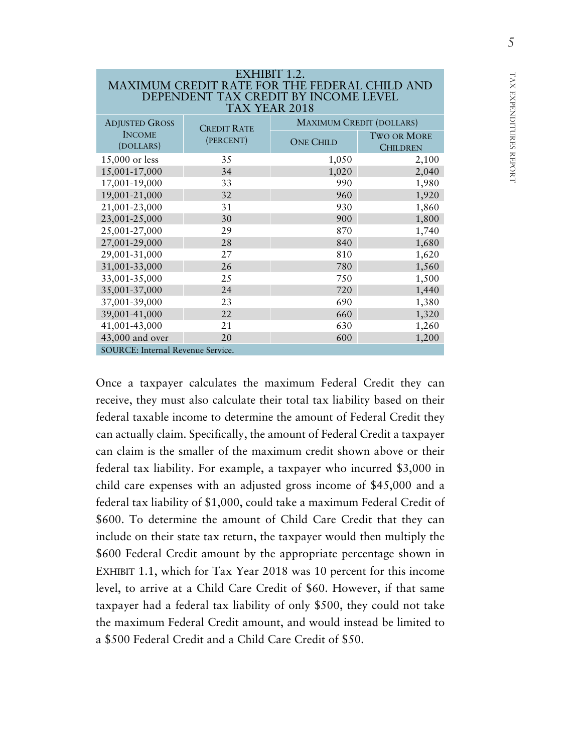EXHIBIT 1.2.
MAXIMUM CREDIT RATE FOR THE FEDERAL CHILD AND DEPENDENT TAX CREDIT BY INCOME LEVEL
TAX YEAR 2018

| Adjusted Gross Income (dollars) | Credit Rate (percent) | Maximum Credit (dollars) | |
|---|---|---|---|
| | | One Child | Two or More Children |
| 15,000 or less | 35 | 1,050 | 2,100 |
| 15,001-17,000 | 34 | 1,020 | 2,040 |
| 17,001-19,000 | 33 | 990 | 1,980 |
| 19,001-21,000 | 32 | 960 | 1,920 |
| 21,001-23,000 | 31 | 930 | 1,860 |
| 23,001-25,000 | 30 | 900 | 1,800 |
| 25,001-27,000 | 29 | 870 | 1,740 |
| 27,001-29,000 | 28 | 840 | 1,680 |
| 29,001-31,000 | 27 | 810 | 1,620 |
| 31,001-33,000 | 26 | 780 | 1,560 |
| 33,001-35,000 | 25 | 750 | 1,500 |
| 35,001-37,000 | 24 | 720 | 1,440 |
| 37,001-39,000 | 23 | 690 | 1,380 |
| 39,001-41,000 | 22 | 660 | 1,320 |
| 41,001-43,000 | 21 | 630 | 1,260 |
| 43,000 and over | 20 | 600 | 1,200 |

SOURCE: Internal Revenue Service.

Once a taxpayer calculates the maximum Federal Credit they can receive, they must also calculate their total tax liability based on their federal taxable income to determine the amount of Federal Credit they can actually claim. Specifically, the amount of Federal Credit a taxpayer can claim is the smaller of the maximum credit shown above or their federal tax liability. For example, a taxpayer who incurred $3,000 in child care expenses with an adjusted gross income of $45,000 and a federal tax liability of $1,000, could take a maximum Federal Credit of $600. To determine the amount of Child Care Credit that they can include on their state tax return, the taxpayer would then multiply the $600 Federal Credit amount by the appropriate percentage shown in EXHIBIT 1.1, which for Tax Year 2018 was 10 percent for this income level, to arrive at a Child Care Credit of $60. However, if that same taxpayer had a federal tax liability of only $500, they could not take the maximum Federal Credit amount, and would instead be limited to a $500 Federal Credit and a Child Care Credit of $50.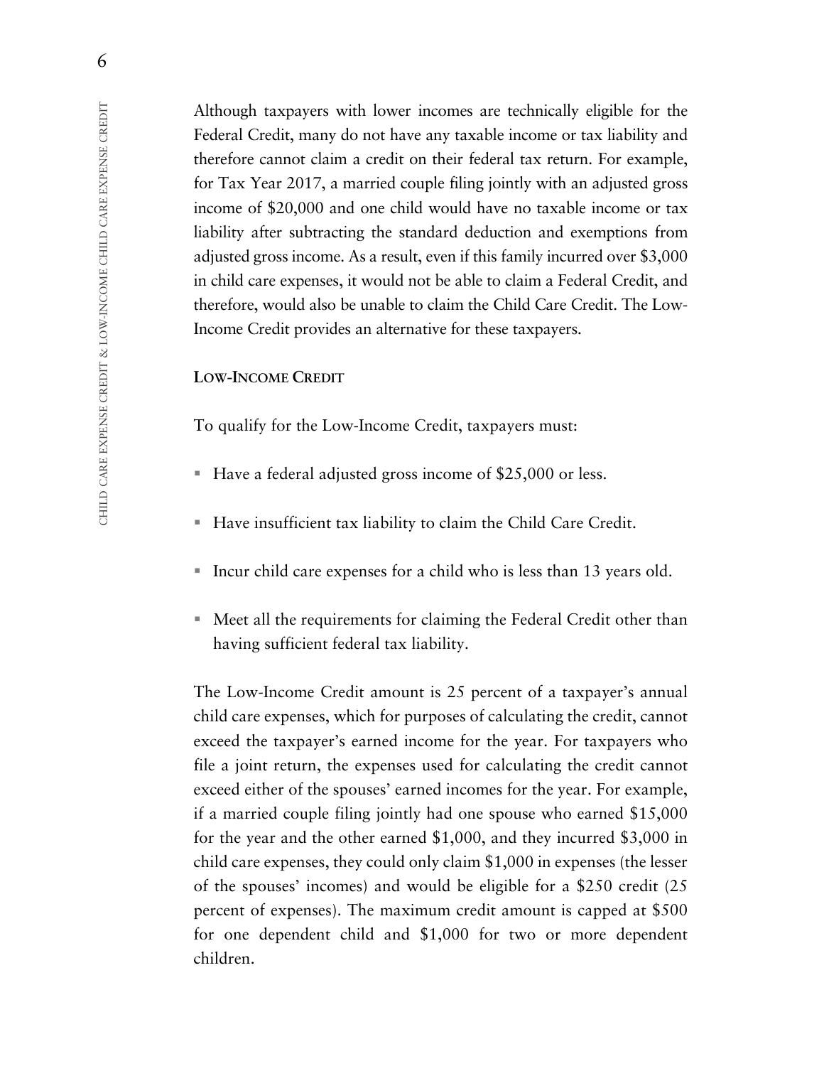Although taxpayers with lower incomes are technically eligible for the Federal Credit, many do not have any taxable income or tax liability and therefore cannot claim a credit on their federal tax return. For example, for Tax Year 2017, a married couple filing jointly with an adjusted gross income of $20,000 and one child would have no taxable income or tax liability after subtracting the standard deduction and exemptions from adjusted gross income. As a result, even if this family incurred over $3,000 in child care expenses, it would not be able to claim a Federal Credit, and therefore, would also be unable to claim the Child Care Credit. The Low-Income Credit provides an alternative for these taxpayers.

### LOW-INCOME CREDIT

To qualify for the Low-Income Credit, taxpayers must:

- Have a federal adjusted gross income of $25,000 or less.
- Have insufficient tax liability to claim the Child Care Credit.
- Incur child care expenses for a child who is less than 13 years old.
- Meet all the requirements for claiming the Federal Credit other than having sufficient federal tax liability.

The Low-Income Credit amount is 25 percent of a taxpayer's annual child care expenses, which for purposes of calculating the credit, cannot exceed the taxpayer's earned income for the year. For taxpayers who file a joint return, the expenses used for calculating the credit cannot exceed either of the spouses' earned incomes for the year. For example, if a married couple filing jointly had one spouse who earned $15,000 for the year and the other earned $1,000, and they incurred $3,000 in child care expenses, they could only claim $1,000 in expenses (the lesser of the spouses' incomes) and would be eligible for a $250 credit (25 percent of expenses). The maximum credit amount is capped at $500 for one dependent child and $1,000 for two or more dependent children.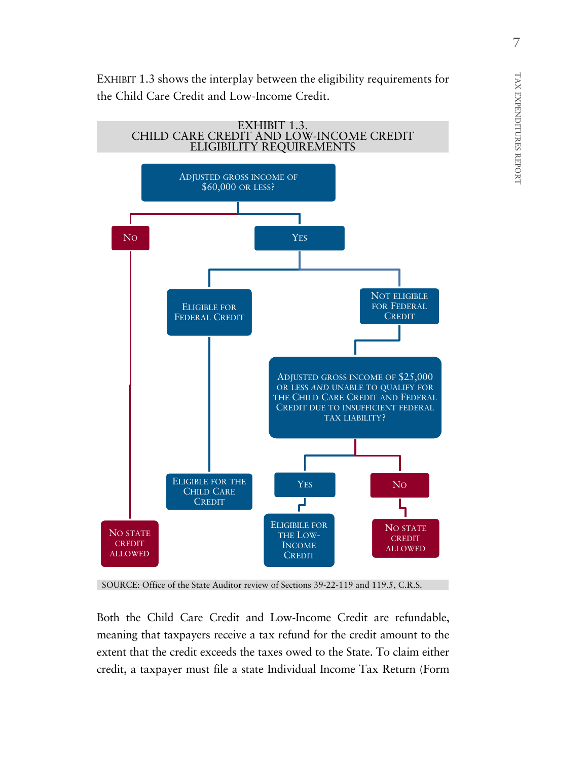EXHIBIT 1.3 shows the interplay between the eligibility requirements for the Child Care Credit and Low-Income Credit.

**EXHIBIT 1.3.**
**CHILD CARE CREDIT AND LOW-INCOME CREDIT ELIGIBILITY REQUIREMENTS**

- ADJUSTED GROSS INCOME OF $60,000 OR LESS?
  - NO → NO STATE CREDIT ALLOWED
  - YES
    - ELIGIBLE FOR FEDERAL CREDIT → ELIGIBLE FOR THE CHILD CARE CREDIT
    - NOT ELIGIBLE FOR FEDERAL CREDIT → ADJUSTED GROSS INCOME OF $25,000 OR LESS *AND* UNABLE TO QUALIFY FOR THE CHILD CARE CREDIT AND FEDERAL CREDIT DUE TO INSUFFICIENT FEDERAL TAX LIABILITY?
      - YES → ELIGIBLE FOR THE LOW-INCOME CREDIT
      - NO → NO STATE CREDIT ALLOWED

SOURCE: Office of the State Auditor review of Sections 39-22-119 and 119.5, C.R.S.

Both the Child Care Credit and Low-Income Credit are refundable, meaning that taxpayers receive a tax refund for the credit amount to the extent that the credit exceeds the taxes owed to the State. To claim either credit, a taxpayer must file a state Individual Income Tax Return (Form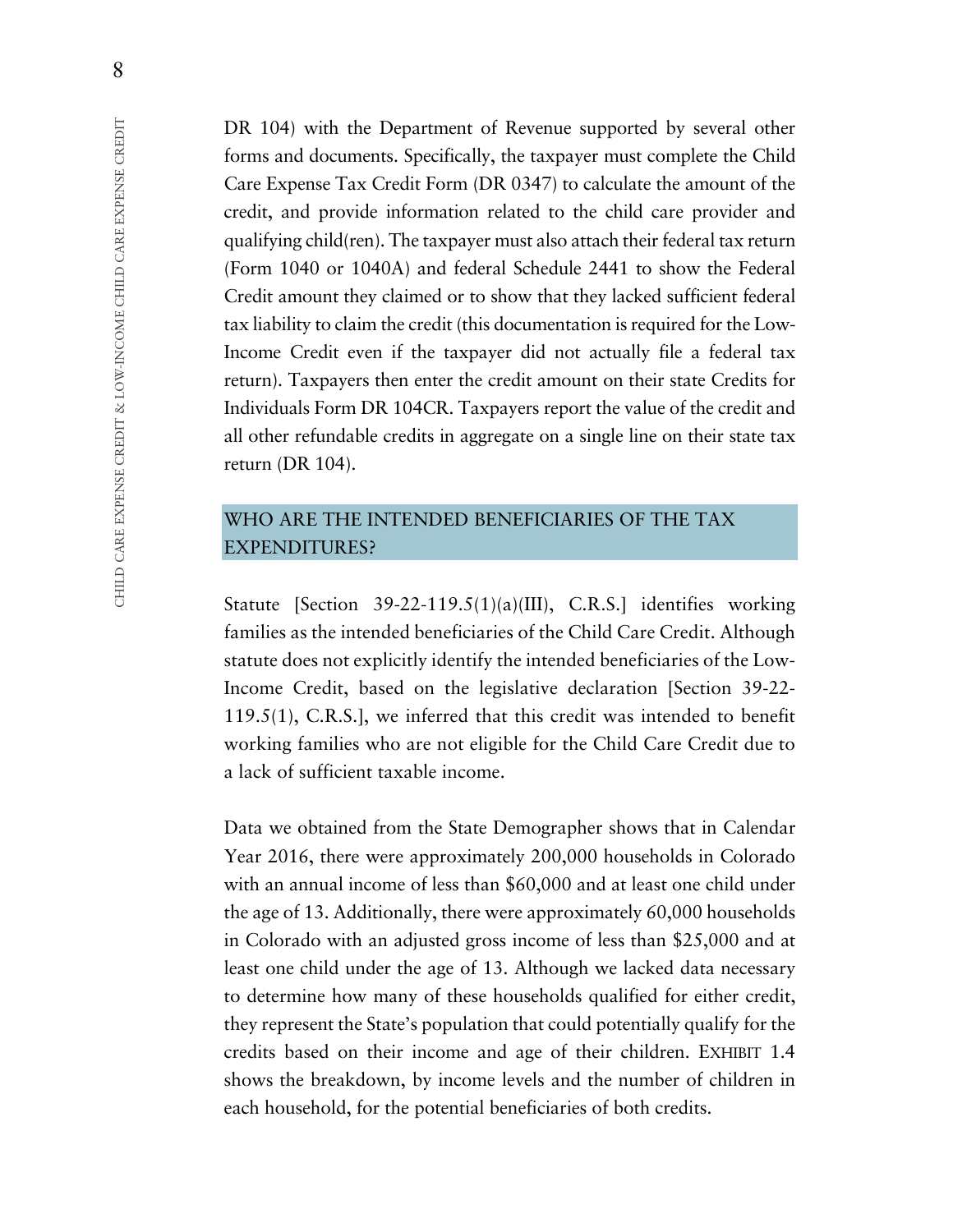DR 104) with the Department of Revenue supported by several other forms and documents. Specifically, the taxpayer must complete the Child Care Expense Tax Credit Form (DR 0347) to calculate the amount of the credit, and provide information related to the child care provider and qualifying child(ren). The taxpayer must also attach their federal tax return (Form 1040 or 1040A) and federal Schedule 2441 to show the Federal Credit amount they claimed or to show that they lacked sufficient federal tax liability to claim the credit (this documentation is required for the Low-Income Credit even if the taxpayer did not actually file a federal tax return). Taxpayers then enter the credit amount on their state Credits for Individuals Form DR 104CR. Taxpayers report the value of the credit and all other refundable credits in aggregate on a single line on their state tax return (DR 104).

## WHO ARE THE INTENDED BENEFICIARIES OF THE TAX EXPENDITURES?

Statute [Section 39-22-119.5(1)(a)(III), C.R.S.] identifies working families as the intended beneficiaries of the Child Care Credit. Although statute does not explicitly identify the intended beneficiaries of the Low-Income Credit, based on the legislative declaration [Section 39-22-119.5(1), C.R.S.], we inferred that this credit was intended to benefit working families who are not eligible for the Child Care Credit due to a lack of sufficient taxable income.

Data we obtained from the State Demographer shows that in Calendar Year 2016, there were approximately 200,000 households in Colorado with an annual income of less than $60,000 and at least one child under the age of 13. Additionally, there were approximately 60,000 households in Colorado with an adjusted gross income of less than $25,000 and at least one child under the age of 13. Although we lacked data necessary to determine how many of these households qualified for either credit, they represent the State's population that could potentially qualify for the credits based on their income and age of their children. EXHIBIT 1.4 shows the breakdown, by income levels and the number of children in each household, for the potential beneficiaries of both credits.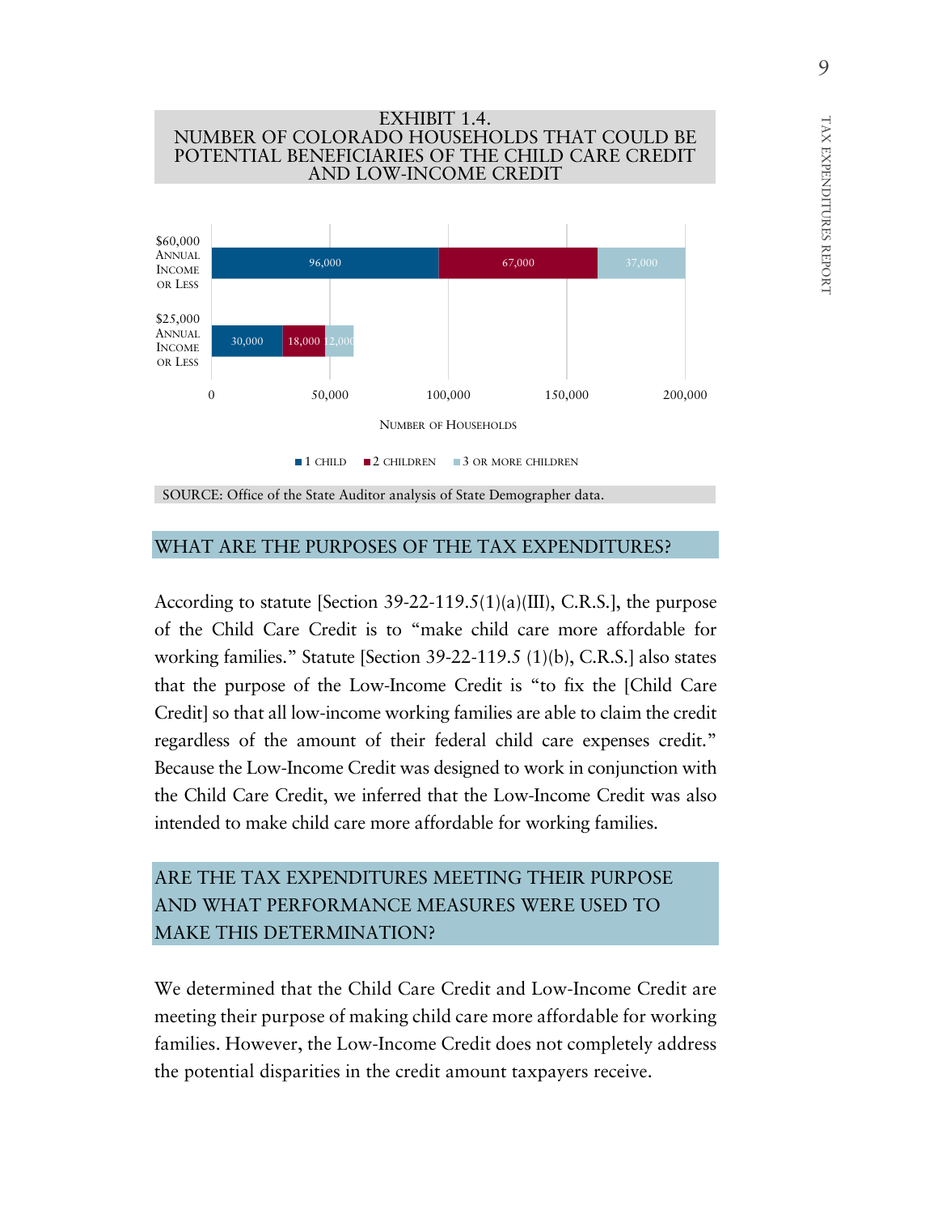EXHIBIT 1.4.
NUMBER OF COLORADO HOUSEHOLDS THAT COULD BE POTENTIAL BENEFICIARIES OF THE CHILD CARE CREDIT AND LOW-INCOME CREDIT

| Annual Income | 1 Child | 2 Children | 3 or More Children |
|---|---|---|---|
| $60,000 Annual Income or Less | 96,000 | 67,000 | 37,000 |
| $25,000 Annual Income or Less | 30,000 | 18,000 | 12,000 |

SOURCE: Office of the State Auditor analysis of State Demographer data.

## WHAT ARE THE PURPOSES OF THE TAX EXPENDITURES?

According to statute [Section 39-22-119.5(1)(a)(III), C.R.S.], the purpose of the Child Care Credit is to "make child care more affordable for working families." Statute [Section 39-22-119.5 (1)(b), C.R.S.] also states that the purpose of the Low-Income Credit is "to fix the [Child Care Credit] so that all low-income working families are able to claim the credit regardless of the amount of their federal child care expenses credit." Because the Low-Income Credit was designed to work in conjunction with the Child Care Credit, we inferred that the Low-Income Credit was also intended to make child care more affordable for working families.

## ARE THE TAX EXPENDITURES MEETING THEIR PURPOSE AND WHAT PERFORMANCE MEASURES WERE USED TO MAKE THIS DETERMINATION?

We determined that the Child Care Credit and Low-Income Credit are meeting their purpose of making child care more affordable for working families. However, the Low-Income Credit does not completely address the potential disparities in the credit amount taxpayers receive.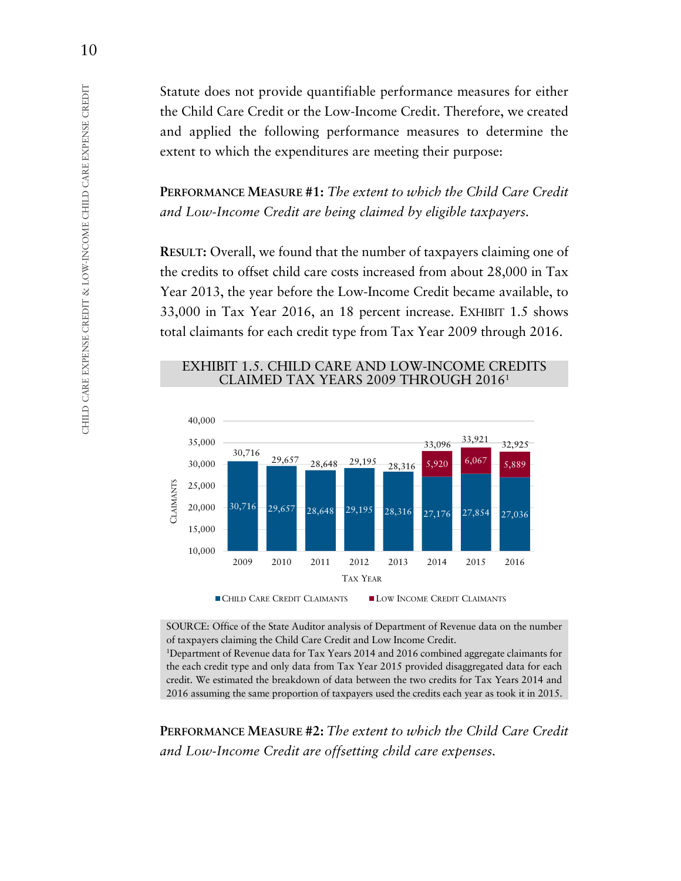Statute does not provide quantifiable performance measures for either the Child Care Credit or the Low-Income Credit. Therefore, we created and applied the following performance measures to determine the extent to which the expenditures are meeting their purpose:

**PERFORMANCE MEASURE #1:** *The extent to which the Child Care Credit and Low-Income Credit are being claimed by eligible taxpayers.*

**RESULT:** Overall, we found that the number of taxpayers claiming one of the credits to offset child care costs increased from about 28,000 in Tax Year 2013, the year before the Low-Income Credit became available, to 33,000 in Tax Year 2016, an 18 percent increase. EXHIBIT 1.5 shows total claimants for each credit type from Tax Year 2009 through 2016.

**EXHIBIT 1.5. CHILD CARE AND LOW-INCOME CREDITS CLAIMED TAX YEARS 2009 THROUGH 2016[1]**

| Tax Year | Child Care Credit Claimants | Low Income Credit Claimants | Total |
|---|---|---|---|
| 2009 | 30,716 | | 30,716 |
| 2010 | 29,657 | | 29,657 |
| 2011 | 28,648 | | 28,648 |
| 2012 | 29,195 | | 29,195 |
| 2013 | 28,316 | | 28,316 |
| 2014 | 27,176 | 5,920 | 33,096 |
| 2015 | 27,854 | 6,067 | 33,921 |
| 2016 | 27,036 | 5,889 | 32,925 |

SOURCE: Office of the State Auditor analysis of Department of Revenue data on the number of taxpayers claiming the Child Care Credit and Low Income Credit.
[1]Department of Revenue data for Tax Years 2014 and 2016 combined aggregate claimants for the each credit type and only data from Tax Year 2015 provided disaggregated data for each credit. We estimated the breakdown of data between the two credits for Tax Years 2014 and 2016 assuming the same proportion of taxpayers used the credits each year as took it in 2015.

**PERFORMANCE MEASURE #2:** *The extent to which the Child Care Credit and Low-Income Credit are offsetting child care expenses.*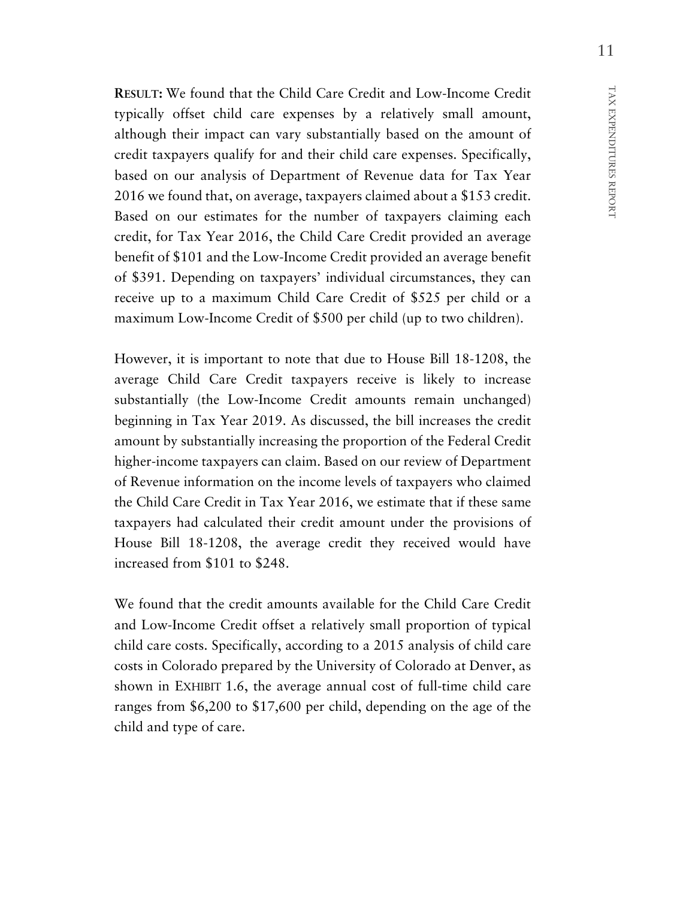**RESULT:** We found that the Child Care Credit and Low-Income Credit typically offset child care expenses by a relatively small amount, although their impact can vary substantially based on the amount of credit taxpayers qualify for and their child care expenses. Specifically, based on our analysis of Department of Revenue data for Tax Year 2016 we found that, on average, taxpayers claimed about a $153 credit. Based on our estimates for the number of taxpayers claiming each credit, for Tax Year 2016, the Child Care Credit provided an average benefit of $101 and the Low-Income Credit provided an average benefit of $391. Depending on taxpayers' individual circumstances, they can receive up to a maximum Child Care Credit of $525 per child or a maximum Low-Income Credit of $500 per child (up to two children).

However, it is important to note that due to House Bill 18-1208, the average Child Care Credit taxpayers receive is likely to increase substantially (the Low-Income Credit amounts remain unchanged) beginning in Tax Year 2019. As discussed, the bill increases the credit amount by substantially increasing the proportion of the Federal Credit higher-income taxpayers can claim. Based on our review of Department of Revenue information on the income levels of taxpayers who claimed the Child Care Credit in Tax Year 2016, we estimate that if these same taxpayers had calculated their credit amount under the provisions of House Bill 18-1208, the average credit they received would have increased from $101 to $248.

We found that the credit amounts available for the Child Care Credit and Low-Income Credit offset a relatively small proportion of typical child care costs. Specifically, according to a 2015 analysis of child care costs in Colorado prepared by the University of Colorado at Denver, as shown in EXHIBIT 1.6, the average annual cost of full-time child care ranges from $6,200 to $17,600 per child, depending on the age of the child and type of care.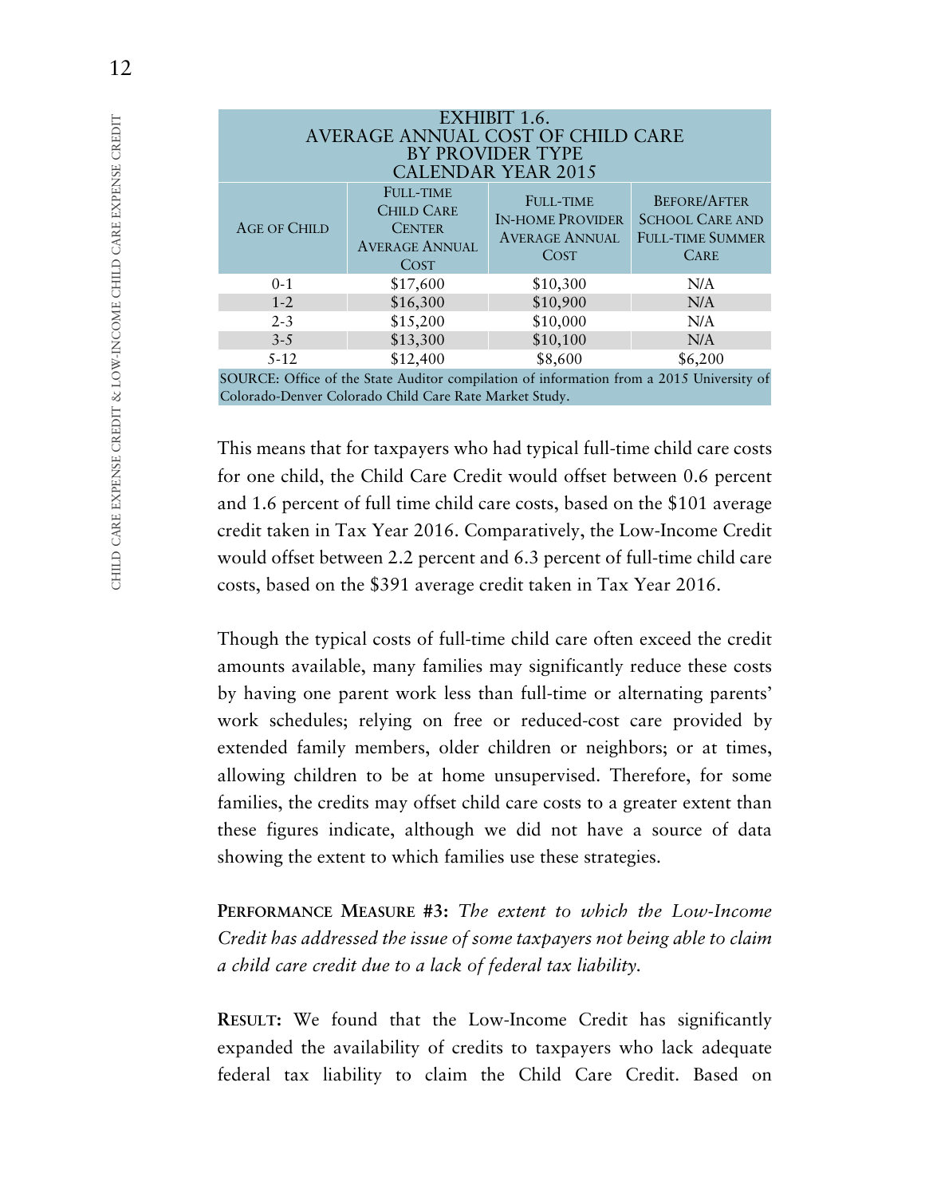**EXHIBIT 1.6.**
**AVERAGE ANNUAL COST OF CHILD CARE BY PROVIDER TYPE**
**CALENDAR YEAR 2015**

| Age of Child | Full-time Child Care Center Average Annual Cost | Full-time In-home Provider Average Annual Cost | Before/After School Care and Full-time Summer Care |
|---|---|---|---|
| 0-1 | $17,600 | $10,300 | N/A |
| 1-2 | $16,300 | $10,900 | N/A |
| 2-3 | $15,200 | $10,000 | N/A |
| 3-5 | $13,300 | $10,100 | N/A |
| 5-12 | $12,400 | $8,600 | $6,200 |

SOURCE: Office of the State Auditor compilation of information from a 2015 University of Colorado-Denver Colorado Child Care Rate Market Study.

This means that for taxpayers who had typical full-time child care costs for one child, the Child Care Credit would offset between 0.6 percent and 1.6 percent of full time child care costs, based on the $101 average credit taken in Tax Year 2016. Comparatively, the Low-Income Credit would offset between 2.2 percent and 6.3 percent of full-time child care costs, based on the $391 average credit taken in Tax Year 2016.

Though the typical costs of full-time child care often exceed the credit amounts available, many families may significantly reduce these costs by having one parent work less than full-time or alternating parents' work schedules; relying on free or reduced-cost care provided by extended family members, older children or neighbors; or at times, allowing children to be at home unsupervised. Therefore, for some families, the credits may offset child care costs to a greater extent than these figures indicate, although we did not have a source of data showing the extent to which families use these strategies.

**PERFORMANCE MEASURE #3:** *The extent to which the Low-Income Credit has addressed the issue of some taxpayers not being able to claim a child care credit due to a lack of federal tax liability.*

**RESULT:** We found that the Low-Income Credit has significantly expanded the availability of credits to taxpayers who lack adequate federal tax liability to claim the Child Care Credit. Based on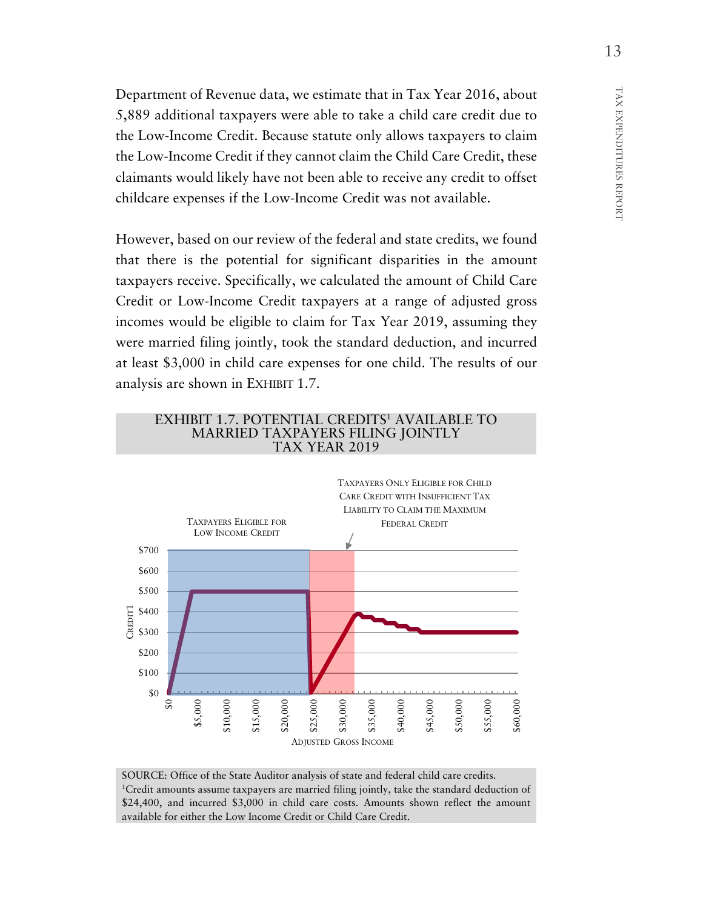Department of Revenue data, we estimate that in Tax Year 2016, about 5,889 additional taxpayers were able to take a child care credit due to the Low-Income Credit. Because statute only allows taxpayers to claim the Low-Income Credit if they cannot claim the Child Care Credit, these claimants would likely have not been able to receive any credit to offset childcare expenses if the Low-Income Credit was not available.

However, based on our review of the federal and state credits, we found that there is the potential for significant disparities in the amount taxpayers receive. Specifically, we calculated the amount of Child Care Credit or Low-Income Credit taxpayers at a range of adjusted gross incomes would be eligible to claim for Tax Year 2019, assuming they were married filing jointly, took the standard deduction, and incurred at least $3,000 in child care expenses for one child. The results of our analysis are shown in EXHIBIT 1.7.

**EXHIBIT 1.7. POTENTIAL CREDITS[1] AVAILABLE TO MARRIED TAXPAYERS FILING JOINTLY TAX YEAR 2019**

SOURCE: Office of the State Auditor analysis of state and federal child care credits.
[1]Credit amounts assume taxpayers are married filing jointly, take the standard deduction of $24,400, and incurred $3,000 in child care costs. Amounts shown reflect the amount available for either the Low Income Credit or Child Care Credit.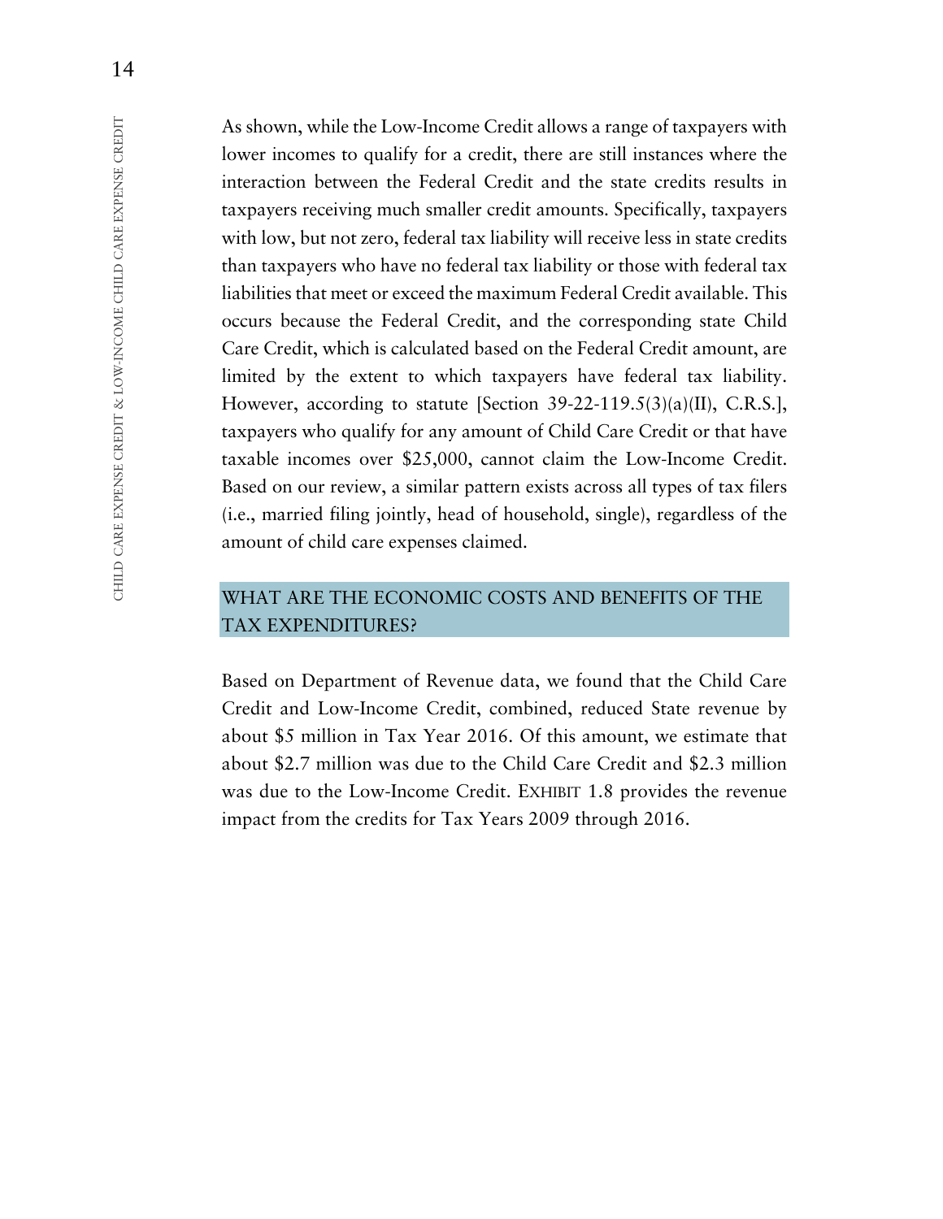As shown, while the Low-Income Credit allows a range of taxpayers with lower incomes to qualify for a credit, there are still instances where the interaction between the Federal Credit and the state credits results in taxpayers receiving much smaller credit amounts. Specifically, taxpayers with low, but not zero, federal tax liability will receive less in state credits than taxpayers who have no federal tax liability or those with federal tax liabilities that meet or exceed the maximum Federal Credit available. This occurs because the Federal Credit, and the corresponding state Child Care Credit, which is calculated based on the Federal Credit amount, are limited by the extent to which taxpayers have federal tax liability. However, according to statute [Section 39-22-119.5(3)(a)(II), C.R.S.], taxpayers who qualify for any amount of Child Care Credit or that have taxable incomes over $25,000, cannot claim the Low-Income Credit. Based on our review, a similar pattern exists across all types of tax filers (i.e., married filing jointly, head of household, single), regardless of the amount of child care expenses claimed.

## WHAT ARE THE ECONOMIC COSTS AND BENEFITS OF THE TAX EXPENDITURES?

Based on Department of Revenue data, we found that the Child Care Credit and Low-Income Credit, combined, reduced State revenue by about $5 million in Tax Year 2016. Of this amount, we estimate that about $2.7 million was due to the Child Care Credit and $2.3 million was due to the Low-Income Credit. EXHIBIT 1.8 provides the revenue impact from the credits for Tax Years 2009 through 2016.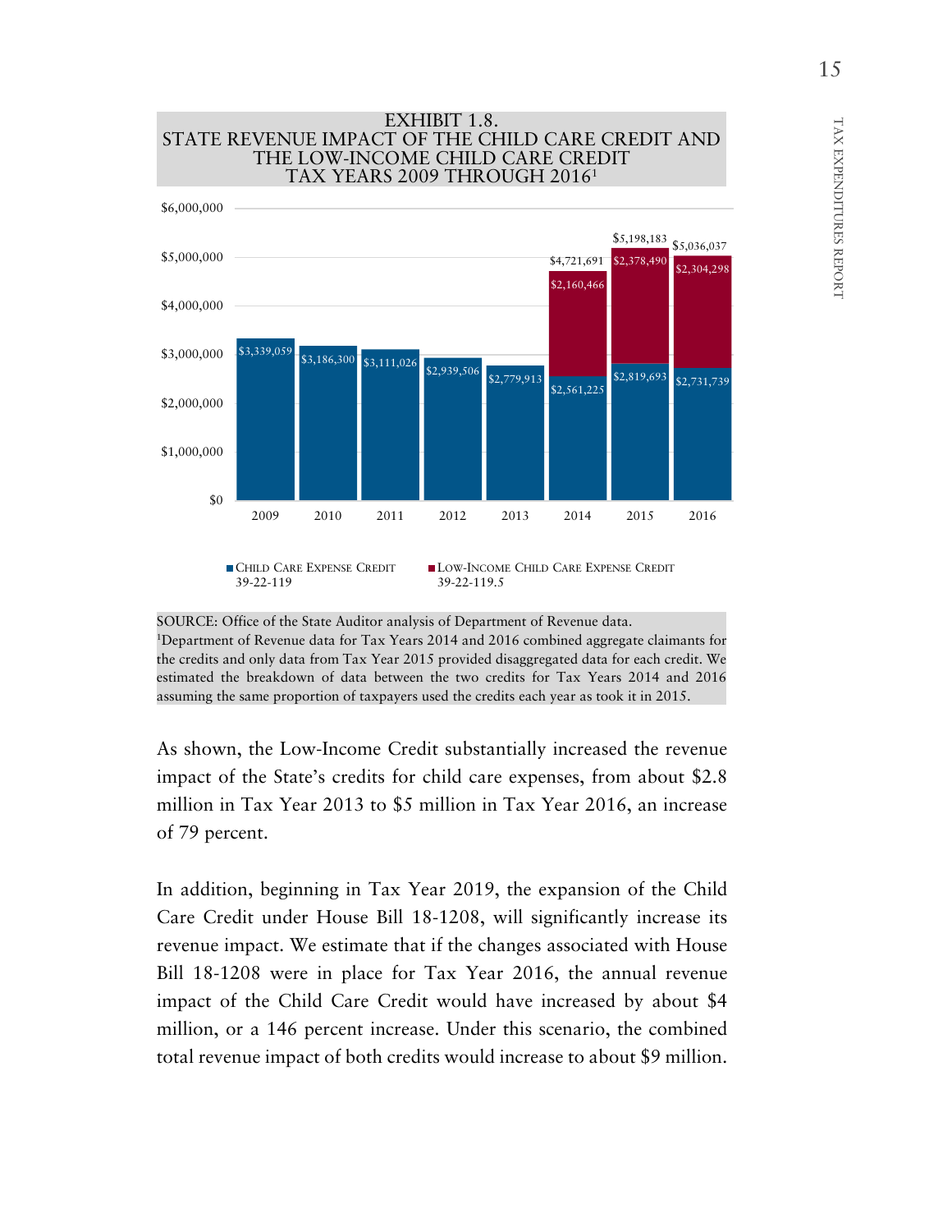EXHIBIT 1.8.
STATE REVENUE IMPACT OF THE CHILD CARE CREDIT AND THE LOW-INCOME CHILD CARE CREDIT
TAX YEARS 2009 THROUGH 2016[1]

| Tax Year | Child Care Expense Credit 39-22-119 | Low-Income Child Care Expense Credit 39-22-119.5 | Total |
|---|---|---|---|
| 2009 | $3,339,059 | | $3,339,059 |
| 2010 | $3,186,300 | | $3,186,300 |
| 2011 | $3,111,026 | | $3,111,026 |
| 2012 | $2,939,506 | | $2,939,506 |
| 2013 | $2,779,913 | | $2,779,913 |
| 2014 | $2,561,225 | $2,160,466 | $4,721,691 |
| 2015 | $2,819,693 | $2,378,490 | $5,198,183 |
| 2016 | $2,731,739 | $2,304,298 | $5,036,037 |

SOURCE: Office of the State Auditor analysis of Department of Revenue data.
[1]Department of Revenue data for Tax Years 2014 and 2016 combined aggregate claimants for the credits and only data from Tax Year 2015 provided disaggregated data for each credit. We estimated the breakdown of data between the two credits for Tax Years 2014 and 2016 assuming the same proportion of taxpayers used the credits each year as took it in 2015.

As shown, the Low-Income Credit substantially increased the revenue impact of the State's credits for child care expenses, from about $2.8 million in Tax Year 2013 to $5 million in Tax Year 2016, an increase of 79 percent.

In addition, beginning in Tax Year 2019, the expansion of the Child Care Credit under House Bill 18-1208, will significantly increase its revenue impact. We estimate that if the changes associated with House Bill 18-1208 were in place for Tax Year 2016, the annual revenue impact of the Child Care Credit would have increased by about $4 million, or a 146 percent increase. Under this scenario, the combined total revenue impact of both credits would increase to about $9 million.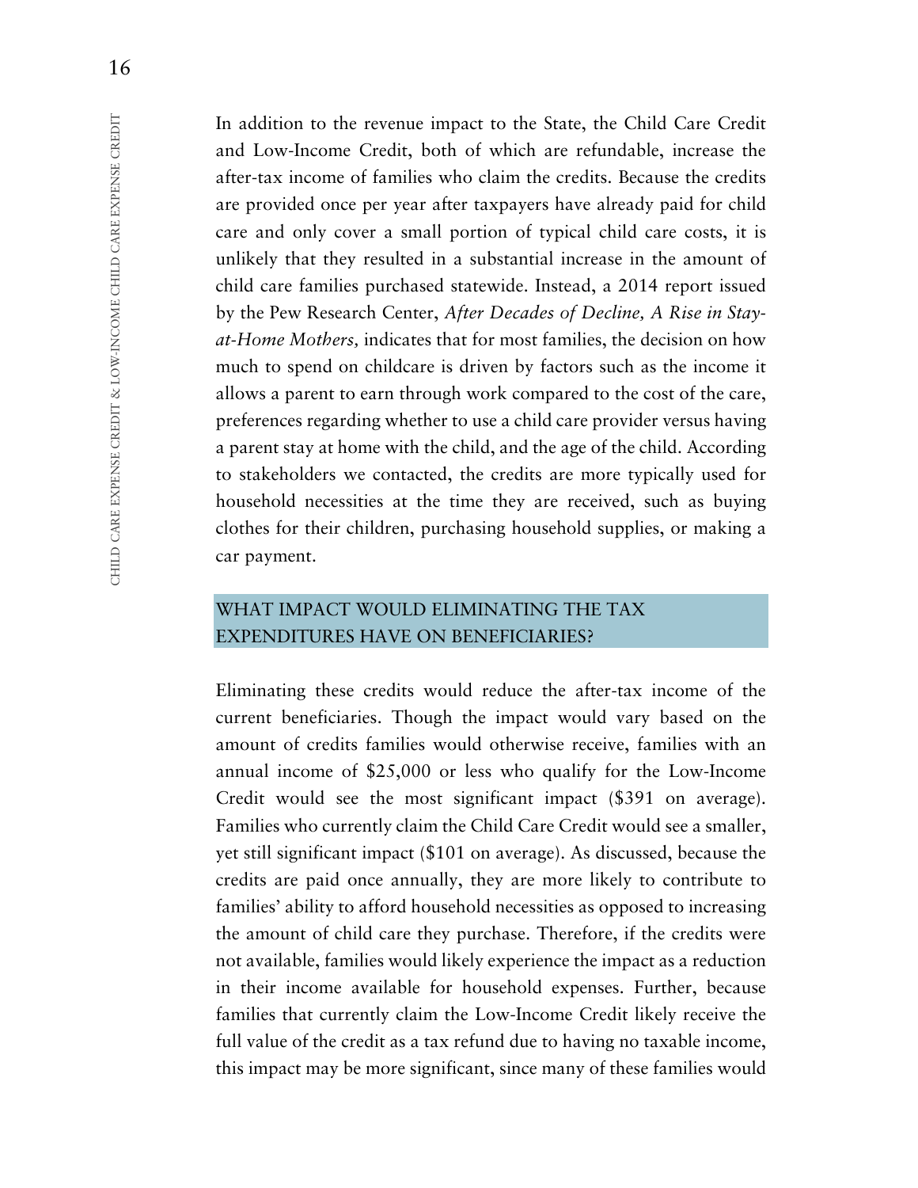In addition to the revenue impact to the State, the Child Care Credit and Low-Income Credit, both of which are refundable, increase the after-tax income of families who claim the credits. Because the credits are provided once per year after taxpayers have already paid for child care and only cover a small portion of typical child care costs, it is unlikely that they resulted in a substantial increase in the amount of child care families purchased statewide. Instead, a 2014 report issued by the Pew Research Center, *After Decades of Decline, A Rise in Stay-at-Home Mothers,* indicates that for most families, the decision on how much to spend on childcare is driven by factors such as the income it allows a parent to earn through work compared to the cost of the care, preferences regarding whether to use a child care provider versus having a parent stay at home with the child, and the age of the child. According to stakeholders we contacted, the credits are more typically used for household necessities at the time they are received, such as buying clothes for their children, purchasing household supplies, or making a car payment.

## WHAT IMPACT WOULD ELIMINATING THE TAX EXPENDITURES HAVE ON BENEFICIARIES?

Eliminating these credits would reduce the after-tax income of the current beneficiaries. Though the impact would vary based on the amount of credits families would otherwise receive, families with an annual income of $25,000 or less who qualify for the Low-Income Credit would see the most significant impact ($391 on average). Families who currently claim the Child Care Credit would see a smaller, yet still significant impact ($101 on average). As discussed, because the credits are paid once annually, they are more likely to contribute to families' ability to afford household necessities as opposed to increasing the amount of child care they purchase. Therefore, if the credits were not available, families would likely experience the impact as a reduction in their income available for household expenses. Further, because families that currently claim the Low-Income Credit likely receive the full value of the credit as a tax refund due to having no taxable income, this impact may be more significant, since many of these families would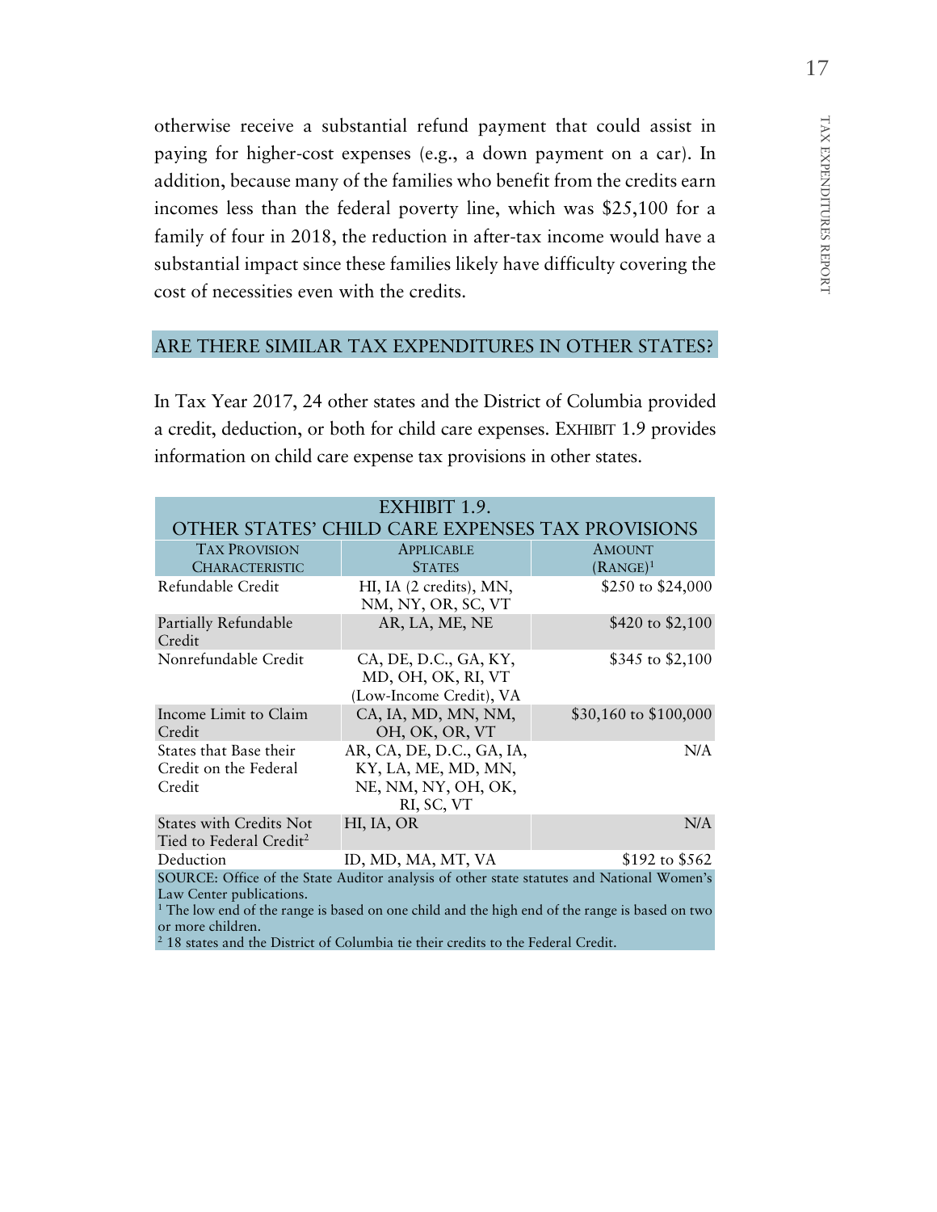otherwise receive a substantial refund payment that could assist in paying for higher-cost expenses (e.g., a down payment on a car). In addition, because many of the families who benefit from the credits earn incomes less than the federal poverty line, which was $25,100 for a family of four in 2018, the reduction in after-tax income would have a substantial impact since these families likely have difficulty covering the cost of necessities even with the credits.

## ARE THERE SIMILAR TAX EXPENDITURES IN OTHER STATES?

In Tax Year 2017, 24 other states and the District of Columbia provided a credit, deduction, or both for child care expenses. EXHIBIT 1.9 provides information on child care expense tax provisions in other states.

**EXHIBIT 1.9.**
**OTHER STATES' CHILD CARE EXPENSES TAX PROVISIONS**

| Tax Provision Characteristic | Applicable States | Amount (Range)[1] |
|---|---|---|
| Refundable Credit | HI, IA (2 credits), MN, NM, NY, OR, SC, VT | $250 to $24,000 |
| Partially Refundable Credit | AR, LA, ME, NE | $420 to $2,100 |
| Nonrefundable Credit | CA, DE, D.C., GA, KY, MD, OH, OK, RI, VT (Low-Income Credit), VA | $345 to $2,100 |
| Income Limit to Claim Credit | CA, IA, MD, MN, NM, OH, OK, OR, VT | $30,160 to $100,000 |
| States that Base their Credit on the Federal Credit | AR, CA, DE, D.C., GA, IA, KY, LA, ME, MD, MN, NE, NM, NY, OH, OK, RI, SC, VT | N/A |
| States with Credits Not Tied to Federal Credit[2] | HI, IA, OR | N/A |
| Deduction | ID, MD, MA, MT, VA | $192 to $562 |

SOURCE: Office of the State Auditor analysis of other state statutes and National Women's Law Center publications.
[1] The low end of the range is based on one child and the high end of the range is based on two or more children.
[2] 18 states and the District of Columbia tie their credits to the Federal Credit.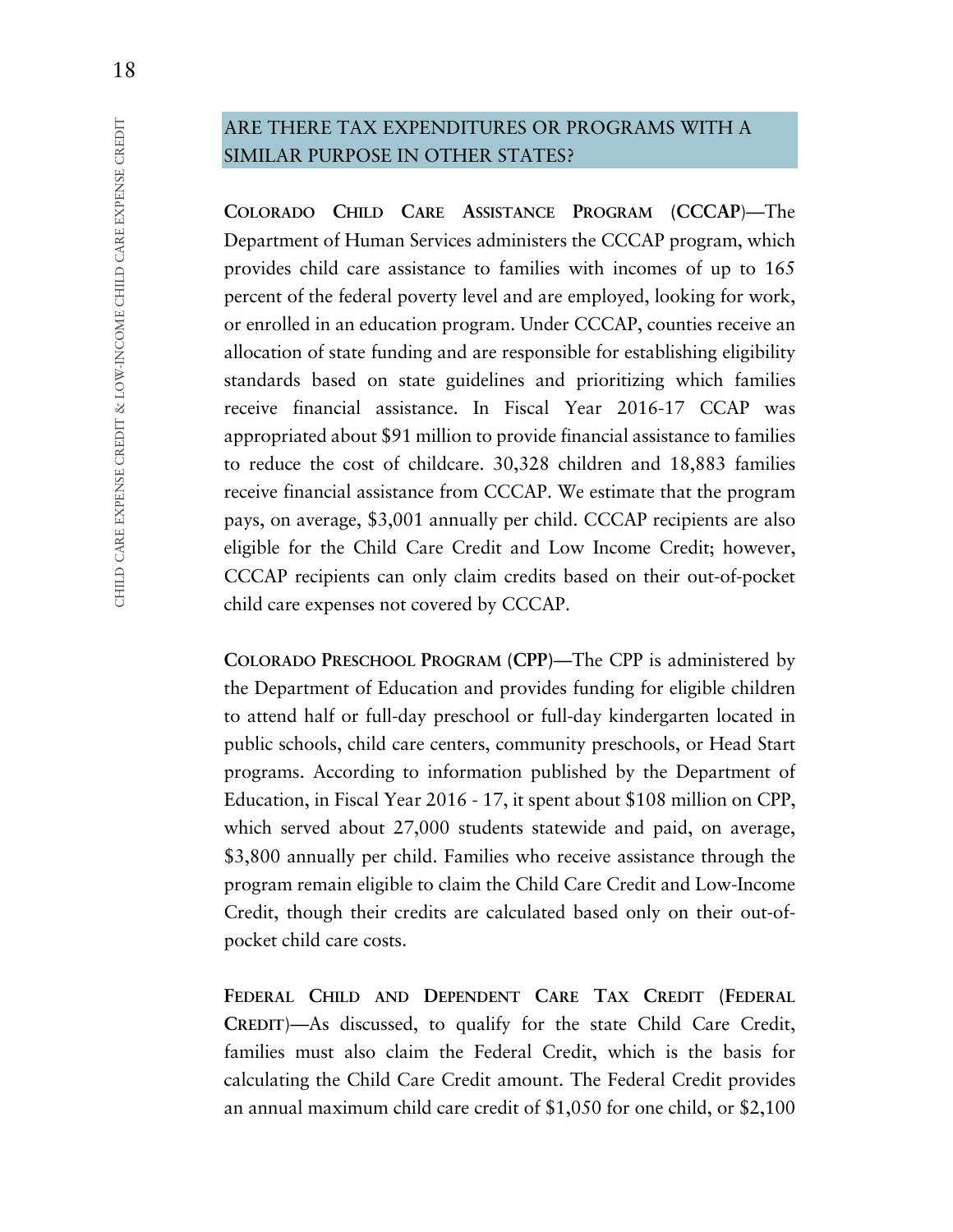## ARE THERE TAX EXPENDITURES OR PROGRAMS WITH A SIMILAR PURPOSE IN OTHER STATES?

**COLORADO CHILD CARE ASSISTANCE PROGRAM (CCCAP)**—The Department of Human Services administers the CCCAP program, which provides child care assistance to families with incomes of up to 165 percent of the federal poverty level and are employed, looking for work, or enrolled in an education program. Under CCCAP, counties receive an allocation of state funding and are responsible for establishing eligibility standards based on state guidelines and prioritizing which families receive financial assistance. In Fiscal Year 2016-17 CCAP was appropriated about $91 million to provide financial assistance to families to reduce the cost of childcare. 30,328 children and 18,883 families receive financial assistance from CCCAP. We estimate that the program pays, on average, $3,001 annually per child. CCCAP recipients are also eligible for the Child Care Credit and Low Income Credit; however, CCCAP recipients can only claim credits based on their out-of-pocket child care expenses not covered by CCCAP.

**COLORADO PRESCHOOL PROGRAM (CPP)**—The CPP is administered by the Department of Education and provides funding for eligible children to attend half or full-day preschool or full-day kindergarten located in public schools, child care centers, community preschools, or Head Start programs. According to information published by the Department of Education, in Fiscal Year 2016 - 17, it spent about $108 million on CPP, which served about 27,000 students statewide and paid, on average, $3,800 annually per child. Families who receive assistance through the program remain eligible to claim the Child Care Credit and Low-Income Credit, though their credits are calculated based only on their out-of-pocket child care costs.

**FEDERAL CHILD AND DEPENDENT CARE TAX CREDIT (FEDERAL CREDIT)**—As discussed, to qualify for the state Child Care Credit, families must also claim the Federal Credit, which is the basis for calculating the Child Care Credit amount. The Federal Credit provides an annual maximum child care credit of $1,050 for one child, or $2,100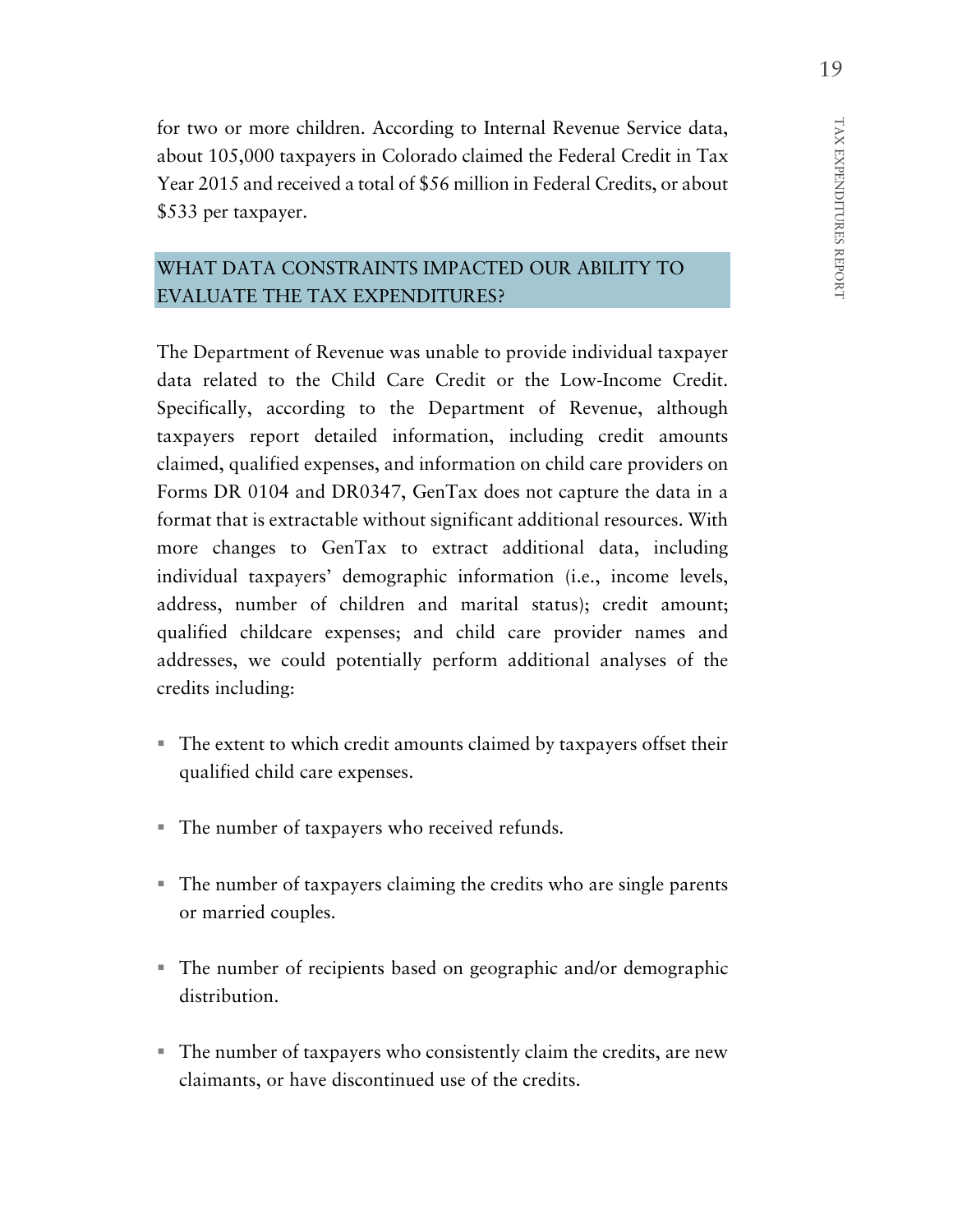for two or more children. According to Internal Revenue Service data, about 105,000 taxpayers in Colorado claimed the Federal Credit in Tax Year 2015 and received a total of $56 million in Federal Credits, or about $533 per taxpayer.

## WHAT DATA CONSTRAINTS IMPACTED OUR ABILITY TO EVALUATE THE TAX EXPENDITURES?

The Department of Revenue was unable to provide individual taxpayer data related to the Child Care Credit or the Low-Income Credit. Specifically, according to the Department of Revenue, although taxpayers report detailed information, including credit amounts claimed, qualified expenses, and information on child care providers on Forms DR 0104 and DR0347, GenTax does not capture the data in a format that is extractable without significant additional resources. With more changes to GenTax to extract additional data, including individual taxpayers' demographic information (i.e., income levels, address, number of children and marital status); credit amount; qualified childcare expenses; and child care provider names and addresses, we could potentially perform additional analyses of the credits including:

- The extent to which credit amounts claimed by taxpayers offset their qualified child care expenses.
- The number of taxpayers who received refunds.
- The number of taxpayers claiming the credits who are single parents or married couples.
- The number of recipients based on geographic and/or demographic distribution.
- The number of taxpayers who consistently claim the credits, are new claimants, or have discontinued use of the credits.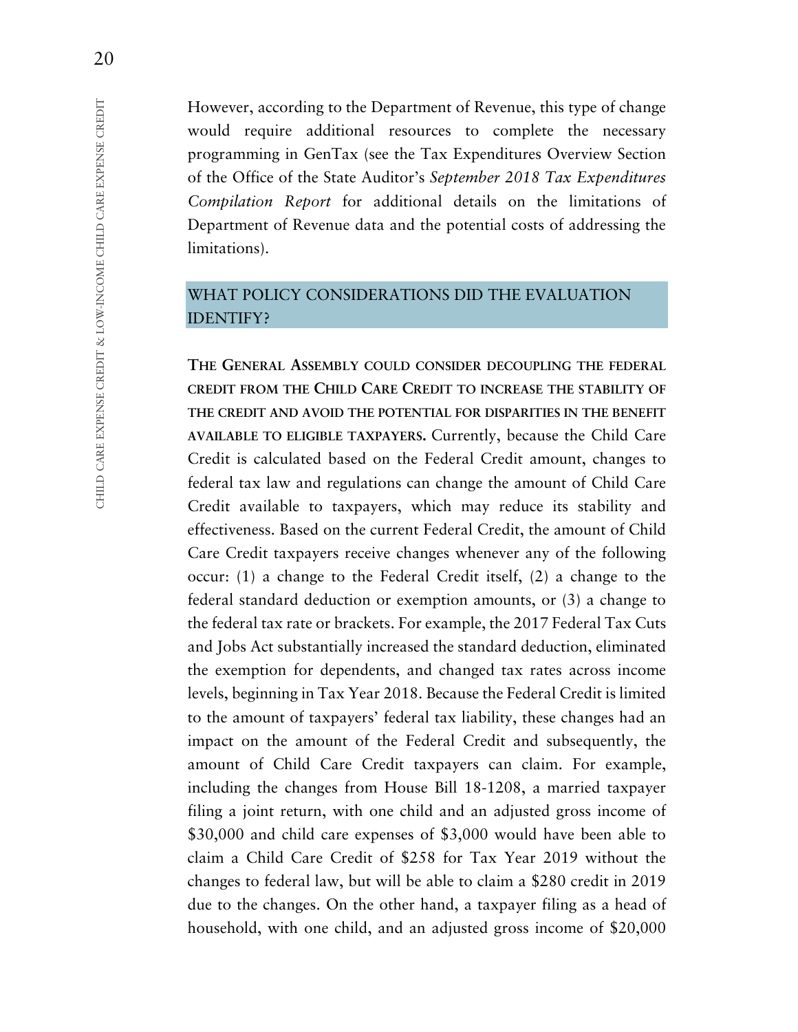However, according to the Department of Revenue, this type of change would require additional resources to complete the necessary programming in GenTax (see the Tax Expenditures Overview Section of the Office of the State Auditor's *September 2018 Tax Expenditures Compilation Report* for additional details on the limitations of Department of Revenue data and the potential costs of addressing the limitations).

## WHAT POLICY CONSIDERATIONS DID THE EVALUATION IDENTIFY?

**THE GENERAL ASSEMBLY COULD CONSIDER DECOUPLING THE FEDERAL CREDIT FROM THE CHILD CARE CREDIT TO INCREASE THE STABILITY OF THE CREDIT AND AVOID THE POTENTIAL FOR DISPARITIES IN THE BENEFIT AVAILABLE TO ELIGIBLE TAXPAYERS.** Currently, because the Child Care Credit is calculated based on the Federal Credit amount, changes to federal tax law and regulations can change the amount of Child Care Credit available to taxpayers, which may reduce its stability and effectiveness. Based on the current Federal Credit, the amount of Child Care Credit taxpayers receive changes whenever any of the following occur: (1) a change to the Federal Credit itself, (2) a change to the federal standard deduction or exemption amounts, or (3) a change to the federal tax rate or brackets. For example, the 2017 Federal Tax Cuts and Jobs Act substantially increased the standard deduction, eliminated the exemption for dependents, and changed tax rates across income levels, beginning in Tax Year 2018. Because the Federal Credit is limited to the amount of taxpayers' federal tax liability, these changes had an impact on the amount of the Federal Credit and subsequently, the amount of Child Care Credit taxpayers can claim. For example, including the changes from House Bill 18-1208, a married taxpayer filing a joint return, with one child and an adjusted gross income of $30,000 and child care expenses of $3,000 would have been able to claim a Child Care Credit of $258 for Tax Year 2019 without the changes to federal law, but will be able to claim a $280 credit in 2019 due to the changes. On the other hand, a taxpayer filing as a head of household, with one child, and an adjusted gross income of $20,000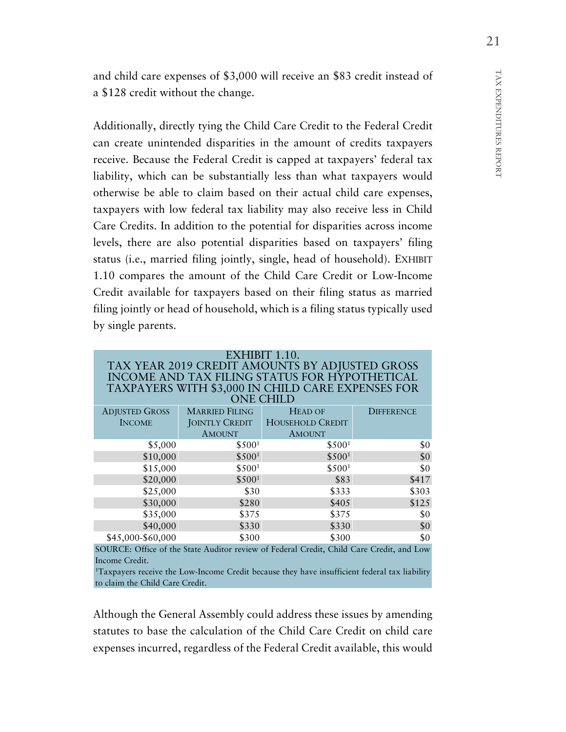and child care expenses of $3,000 will receive an $83 credit instead of a $128 credit without the change.

Additionally, directly tying the Child Care Credit to the Federal Credit can create unintended disparities in the amount of credits taxpayers receive. Because the Federal Credit is capped at taxpayers' federal tax liability, which can be substantially less than what taxpayers would otherwise be able to claim based on their actual child care expenses, taxpayers with low federal tax liability may also receive less in Child Care Credits. In addition to the potential for disparities across income levels, there are also potential disparities based on taxpayers' filing status (i.e., married filing jointly, single, head of household). EXHIBIT 1.10 compares the amount of the Child Care Credit or Low-Income Credit available for taxpayers based on their filing status as married filing jointly or head of household, which is a filing status typically used by single parents.

**EXHIBIT 1.10.**
**TAX YEAR 2019 CREDIT AMOUNTS BY ADJUSTED GROSS INCOME AND TAX FILING STATUS FOR HYPOTHETICAL TAXPAYERS WITH $3,000 IN CHILD CARE EXPENSES FOR ONE CHILD**

| Adjusted Gross Income | Married Filing Jointly Credit Amount | Head of Household Credit Amount | Difference |
|---:|---:|---:|---:|
| $5,000 | $500[1] | $500[1] | $0 |
| $10,000 | $500[1] | $500[1] | $0 |
| $15,000 | $500[1] | $500[1] | $0 |
| $20,000 | $500[1] | $83 | $417 |
| $25,000 | $30 | $333 | $303 |
| $30,000 | $280 | $405 | $125 |
| $35,000 | $375 | $375 | $0 |
| $40,000 | $330 | $330 | $0 |
| $45,000-$60,000 | $300 | $300 | $0 |

SOURCE: Office of the State Auditor review of Federal Credit, Child Care Credit, and Low Income Credit.

[1]Taxpayers receive the Low-Income Credit because they have insufficient federal tax liability to claim the Child Care Credit.

Although the General Assembly could address these issues by amending statutes to base the calculation of the Child Care Credit on child care expenses incurred, regardless of the Federal Credit available, this would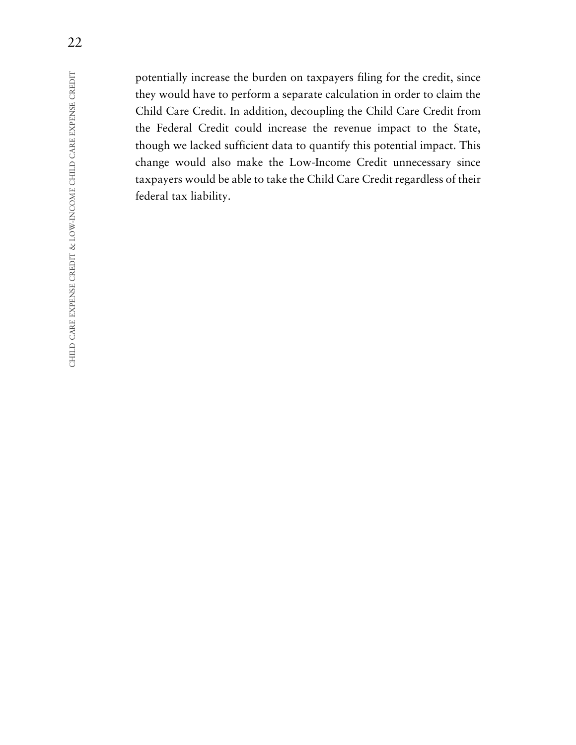potentially increase the burden on taxpayers filing for the credit, since they would have to perform a separate calculation in order to claim the Child Care Credit. In addition, decoupling the Child Care Credit from the Federal Credit could increase the revenue impact to the State, though we lacked sufficient data to quantify this potential impact. This change would also make the Low-Income Credit unnecessary since taxpayers would be able to take the Child Care Credit regardless of their federal tax liability.